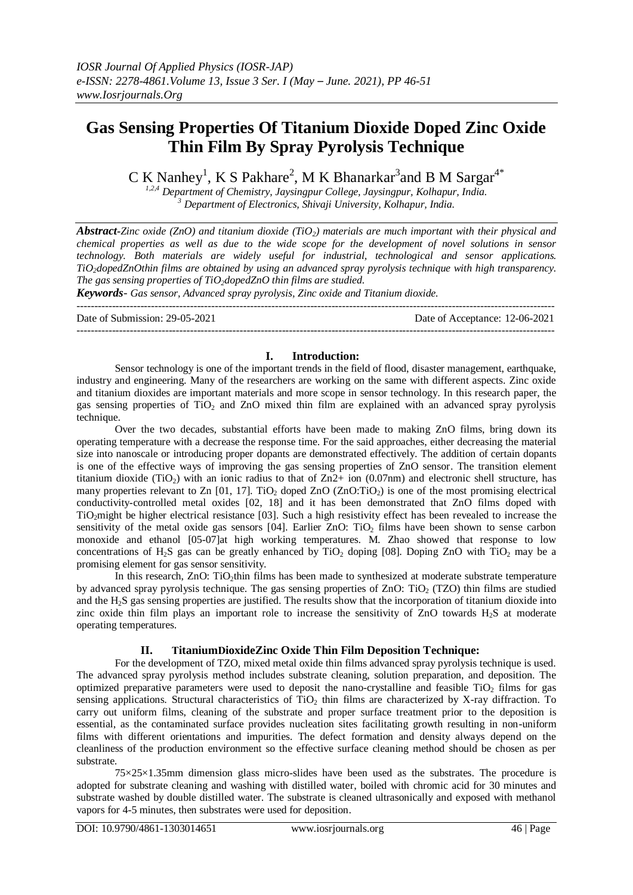# Gas Sensing Properties Of Titanium Dioxide Doped Zinc Oxide Thin Film By Spray Pyrolysis Technique

C K Nanhey[1], K S Pakhare[2], M K Bhanarkar[3] and B M Sargar[4*]

[1,2,4] Department of Chemistry, Jaysingpur College, Jaysingpur, Kolhapur, India.
[3] Department of Electronics, Shivaji University, Kolhapur, India.

***Abstract**-Zinc oxide (ZnO) and titanium dioxide ($TiO_2$) materials are much important with their physical and chemical properties as well as due to the wide scope for the development of novel solutions in sensor technology. Both materials are widely useful for industrial, technological and sensor applications. $TiO_2$ doped ZnO thin films are obtained by using an advanced spray pyrolysis technique with high transparency. The gas sensing properties of $TiO_2$ doped ZnO thin films are studied.*

***Keywords**- Gas sensor, Advanced spray pyrolysis, Zinc oxide and Titanium dioxide.*

Date of Submission: 29-05-2021 Date of Acceptance: 12-06-2021

## I. Introduction:

Sensor technology is one of the important trends in the field of flood, disaster management, earthquake, industry and engineering. Many of the researchers are working on the same with different aspects. Zinc oxide and titanium dioxides are important materials and more scope in sensor technology. In this research paper, the gas sensing properties of $TiO_2$ and ZnO mixed thin film are explained with an advanced spray pyrolysis technique.

Over the two decades, substantial efforts have been made to making ZnO films, bring down its operating temperature with a decrease the response time. For the said approaches, either decreasing the material size into nanoscale or introducing proper dopants are demonstrated effectively. The addition of certain dopants is one of the effective ways of improving the gas sensing properties of ZnO sensor. The transition element titanium dioxide ($TiO_2$) with an ionic radius to that of $Zn^{2+}$ ion (0.07nm) and electronic shell structure, has many properties relevant to Zn [01, 17]. $TiO_2$ doped ZnO ($ZnO:TiO_2$) is one of the most promising electrical conductivity-controlled metal oxides [02, 18] and it has been demonstrated that ZnO films doped with $TiO_2$ might be higher electrical resistance [03]. Such a high resistivity effect has been revealed to increase the sensitivity of the metal oxide gas sensors [04]. Earlier ZnO: $TiO_2$ films have been shown to sense carbon monoxide and ethanol [05-07]at high working temperatures. M. Zhao showed that response to low concentrations of $H_2S$ gas can be greatly enhanced by $TiO_2$ doping [08]. Doping ZnO with $TiO_2$ may be a promising element for gas sensor sensitivity.

In this research, ZnO: $TiO_2$ thin films has been made to synthesized at moderate substrate temperature by advanced spray pyrolysis technique. The gas sensing properties of ZnO: $TiO_2$ (TZO) thin films are studied and the $H_2S$ gas sensing properties are justified. The results show that the incorporation of titanium dioxide into zinc oxide thin film plays an important role to increase the sensitivity of ZnO towards $H_2S$ at moderate operating temperatures.

## II. TitaniumDioxideZinc Oxide Thin Film Deposition Technique:

For the development of TZO, mixed metal oxide thin films advanced spray pyrolysis technique is used. The advanced spray pyrolysis method includes substrate cleaning, solution preparation, and deposition. The optimized preparative parameters were used to deposit the nano-crystalline and feasible $TiO_2$ films for gas sensing applications. Structural characteristics of $TiO_2$ thin films are characterized by X-ray diffraction. To carry out uniform films, cleaning of the substrate and proper surface treatment prior to the deposition is essential, as the contaminated surface provides nucleation sites facilitating growth resulting in non-uniform films with different orientations and impurities. The defect formation and density always depend on the cleanliness of the production environment so the effective surface cleaning method should be chosen as per substrate.

75×25×1.35mm dimension glass micro-slides have been used as the substrates. The procedure is adopted for substrate cleaning and washing with distilled water, boiled with chromic acid for 30 minutes and substrate washed by double distilled water. The substrate is cleaned ultrasonically and exposed with methanol vapors for 4-5 minutes, then substrates were used for deposition.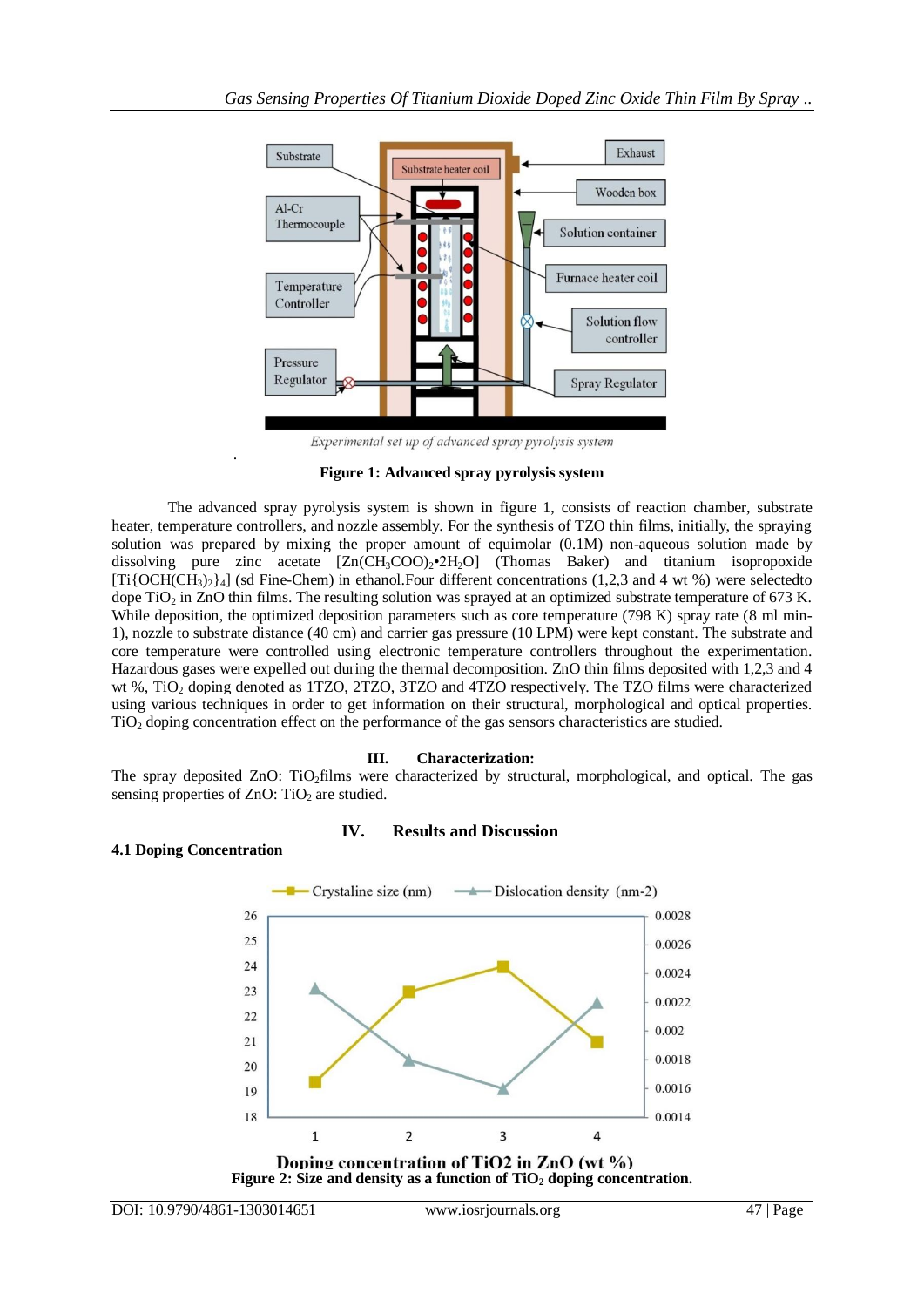Experimental set up of advanced spray pyrolysis system

**Figure 1: Advanced spray pyrolysis system**

The advanced spray pyrolysis system is shown in figure 1, consists of reaction chamber, substrate heater, temperature controllers, and nozzle assembly. For the synthesis of TZO thin films, initially, the spraying solution was prepared by mixing the proper amount of equimolar (0.1M) non-aqueous solution made by dissolving pure zinc acetate [$Zn(CH_3COO)_2{\cdot}2H_2O$] (Thomas Baker) and titanium isopropoxide [$Ti\{OCH(CH_3)_2\}_4$] (sd Fine-Chem) in ethanol.Four different concentrations (1,2,3 and 4 wt %) were selectedto dope $TiO_2$ in ZnO thin films. The resulting solution was sprayed at an optimized substrate temperature of 673 K. While deposition, the optimized deposition parameters such as core temperature (798 K) spray rate (8 ml min-1), nozzle to substrate distance (40 cm) and carrier gas pressure (10 LPM) were kept constant. The substrate and core temperature were controlled using electronic temperature controllers throughout the experimentation. Hazardous gases were expelled out during the thermal decomposition. ZnO thin films deposited with 1,2,3 and 4 wt %, $TiO_2$ doping denoted as 1TZO, 2TZO, 3TZO and 4TZO respectively. The TZO films were characterized using various techniques in order to get information on their structural, morphological and optical properties. $TiO_2$ doping concentration effect on the performance of the gas sensors characteristics are studied.

## III. Characterization:

The spray deposited ZnO: $TiO_2$films were characterized by structural, morphological, and optical. The gas sensing properties of ZnO: $TiO_2$ are studied.

## IV. Results and Discussion

### 4.1 Doping Concentration

**Figure 2: Size and density as a function of $TiO_2$ doping concentration.**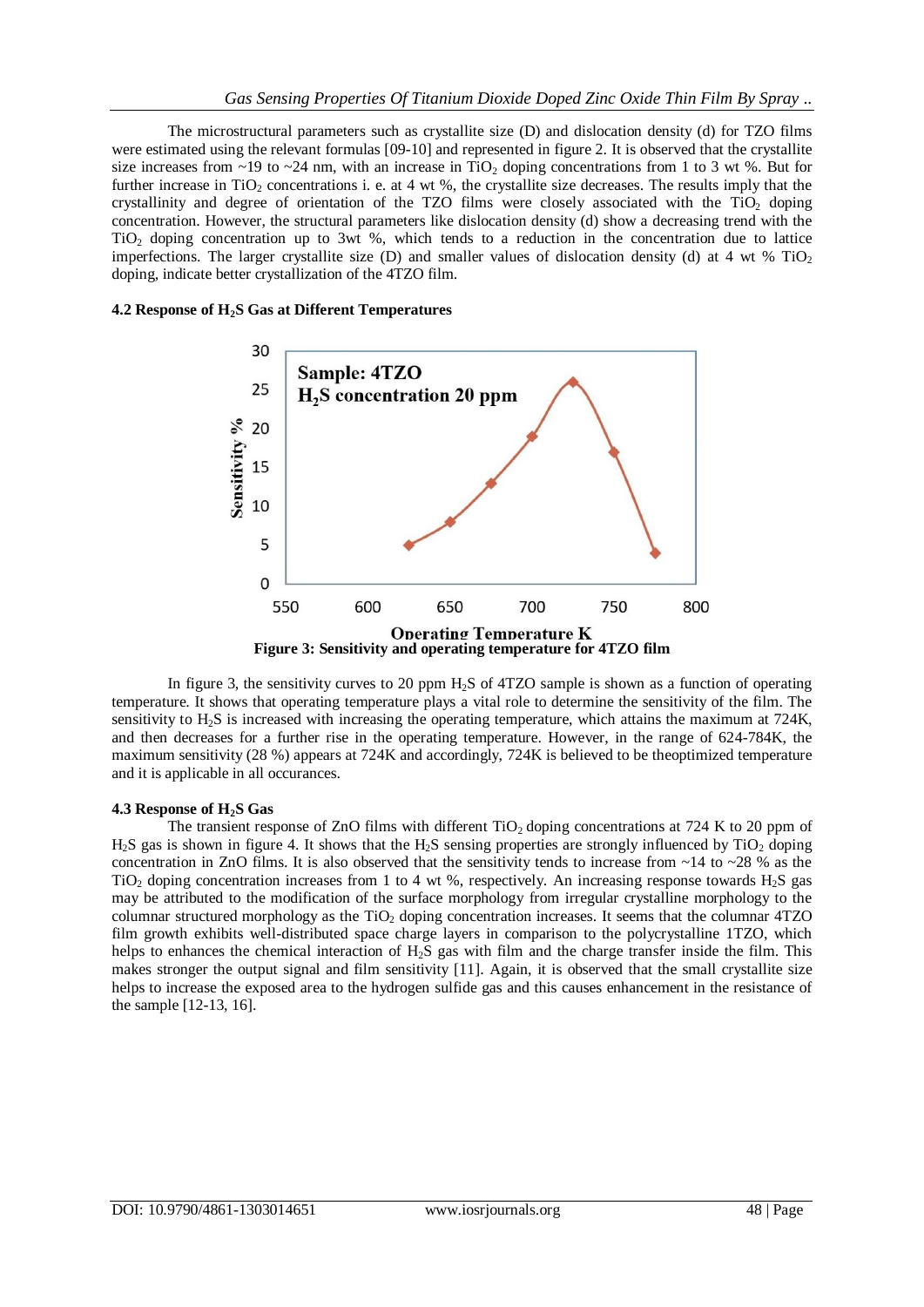The microstructural parameters such as crystallite size (D) and dislocation density (d) for TZO films were estimated using the relevant formulas [09-10] and represented in figure 2. It is observed that the crystallite size increases from ~19 to ~24 nm, with an increase in $TiO_2$ doping concentrations from 1 to 3 wt %. But for further increase in $TiO_2$ concentrations i. e. at 4 wt %, the crystallite size decreases. The results imply that the crystallinity and degree of orientation of the TZO films were closely associated with the $TiO_2$ doping concentration. However, the structural parameters like dislocation density (d) show a decreasing trend with the $TiO_2$ doping concentration up to 3wt %, which tends to a reduction in the concentration due to lattice imperfections. The larger crystallite size (D) and smaller values of dislocation density (d) at 4 wt % $TiO_2$ doping, indicate better crystallization of the 4TZO film.

#### 4.2 Response of $H_2S$ Gas at Different Temperatures

**Figure 3: Sensitivity and operating temperature for 4TZO film**

In figure 3, the sensitivity curves to 20 ppm $H_2S$ of 4TZO sample is shown as a function of operating temperature. It shows that operating temperature plays a vital role to determine the sensitivity of the film. The sensitivity to $H_2S$ is increased with increasing the operating temperature, which attains the maximum at 724K, and then decreases for a further rise in the operating temperature. However, in the range of 624-784K, the maximum sensitivity (28 %) appears at 724K and accordingly, 724K is believed to be theoptimized temperature and it is applicable in all occurances.

#### 4.3 Response of $H_2S$ Gas

The transient response of ZnO films with different $TiO_2$ doping concentrations at 724 K to 20 ppm of $H_2S$ gas is shown in figure 4. It shows that the $H_2S$ sensing properties are strongly influenced by $TiO_2$ doping concentration in ZnO films. It is also observed that the sensitivity tends to increase from ~14 to ~28 % as the $TiO_2$ doping concentration increases from 1 to 4 wt %, respectively. An increasing response towards $H_2S$ gas may be attributed to the modification of the surface morphology from irregular crystalline morphology to the columnar structured morphology as the $TiO_2$ doping concentration increases. It seems that the columnar 4TZO film growth exhibits well-distributed space charge layers in comparison to the polycrystalline 1TZO, which helps to enhances the chemical interaction of $H_2S$ gas with film and the charge transfer inside the film. This makes stronger the output signal and film sensitivity [11]. Again, it is observed that the small crystallite size helps to increase the exposed area to the hydrogen sulfide gas and this causes enhancement in the resistance of the sample [12-13, 16].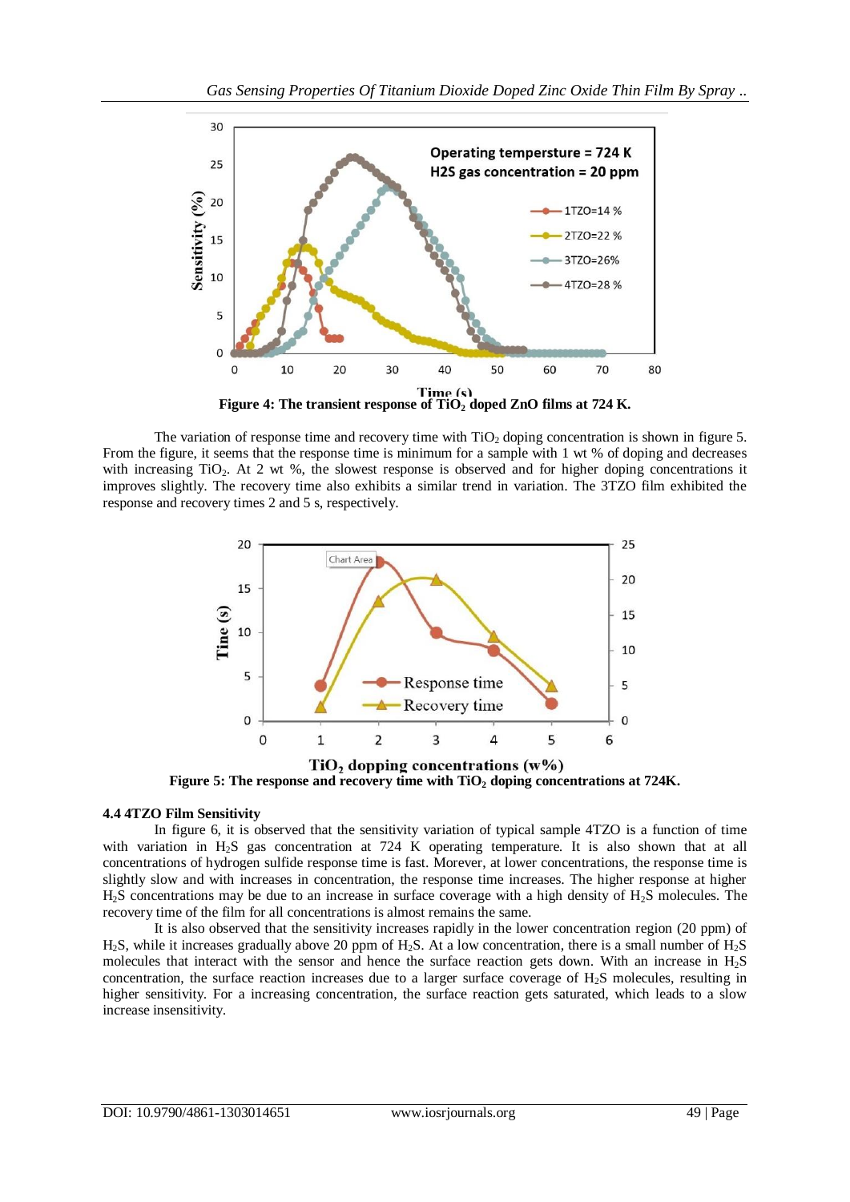Figure 4: The transient response of $TiO_2$ doped ZnO films at 724 K.

The variation of response time and recovery time with $TiO_2$ doping concentration is shown in figure 5. From the figure, it seems that the response time is minimum for a sample with 1 wt % of doping and decreases with increasing $TiO_2$. At 2 wt %, the slowest response is observed and for higher doping concentrations it improves slightly. The recovery time also exhibits a similar trend in variation. The 3TZO film exhibited the response and recovery times 2 and 5 s, respectively.

Figure 5: The response and recovery time with $TiO_2$ doping concentrations at 724K.

**4.4 4TZO Film Sensitivity**

In figure 6, it is observed that the sensitivity variation of typical sample 4TZO is a function of time with variation in $H_2S$ gas concentration at 724 K operating temperature. It is also shown that at all concentrations of hydrogen sulfide response time is fast. Morever, at lower concentrations, the response time is slightly slow and with increases in concentration, the response time increases. The higher response at higher $H_2S$ concentrations may be due to an increase in surface coverage with a high density of $H_2S$ molecules. The recovery time of the film for all concentrations is almost remains the same.

It is also observed that the sensitivity increases rapidly in the lower concentration region (20 ppm) of $H_2S$, while it increases gradually above 20 ppm of $H_2S$. At a low concentration, there is a small number of $H_2S$ molecules that interact with the sensor and hence the surface reaction gets down. With an increase in $H_2S$ concentration, the surface reaction increases due to a larger surface coverage of $H_2S$ molecules, resulting in higher sensitivity. For a increasing concentration, the surface reaction gets saturated, which leads to a slow increase insensitivity.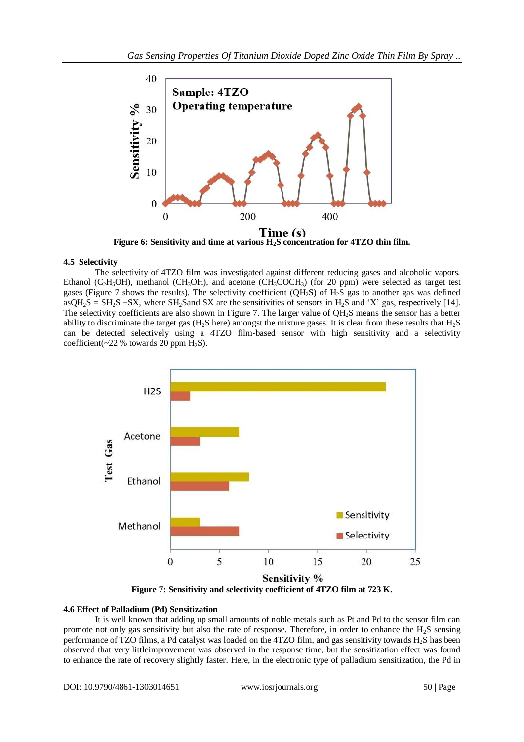**Figure 6: Sensitivity and time at various $H_2S$ concentration for 4TZO thin film.**

#### 4.5 Selectivity

The selectivity of 4TZO film was investigated against different reducing gases and alcoholic vapors. Ethanol ($C_2H_5OH$), methanol ($CH_3OH$), and acetone ($CH_3COCH_3$) (for 20 ppm) were selected as target test gases (Figure 7 shows the results). The selectivity coefficient ($QH_2S$) of $H_2S$ gas to another gas was defined as$QH_2S = SH_2S + SX$, where $SH_2S$and SX are the sensitivities of sensors in $H_2S$ and 'X' gas, respectively [14]. The selectivity coefficients are also shown in Figure 7. The larger value of $QH_2S$ means the sensor has a better ability to discriminate the target gas ($H_2S$ here) amongst the mixture gases. It is clear from these results that $H_2S$ can be detected selectively using a 4TZO film-based sensor with high sensitivity and a selectivity coefficient(~22 % towards 20 ppm $H_2S$).

**Figure 7: Sensitivity and selectivity coefficient of 4TZO film at 723 K.**

#### 4.6 Effect of Palladium (Pd) Sensitization

It is well known that adding up small amounts of noble metals such as Pt and Pd to the sensor film can promote not only gas sensitivity but also the rate of response. Therefore, in order to enhance the $H_2S$ sensing performance of TZO films, a Pd catalyst was loaded on the 4TZO film, and gas sensitivity towards $H_2S$ has been observed that very littleimprovement was observed in the response time, but the sensitization effect was found to enhance the rate of recovery slightly faster. Here, in the electronic type of palladium sensitization, the Pd in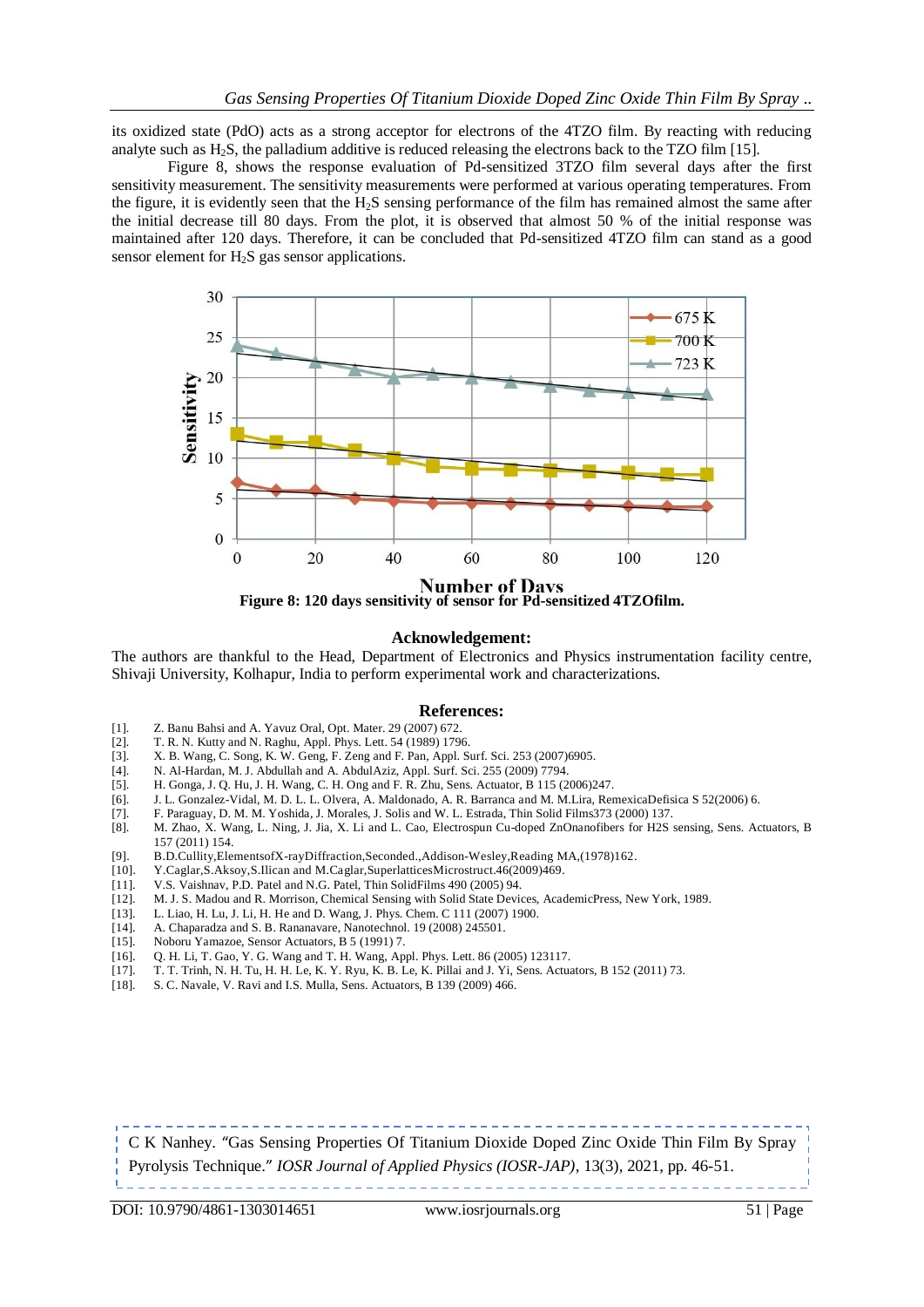its oxidized state (PdO) acts as a strong acceptor for electrons of the 4TZO film. By reacting with reducing analyte such as $H_2S$, the palladium additive is reduced releasing the electrons back to the TZO film [15].

Figure 8, shows the response evaluation of Pd-sensitized 3TZO film several days after the first sensitivity measurement. The sensitivity measurements were performed at various operating temperatures. From the figure, it is evidently seen that the $H_2S$ sensing performance of the film has remained almost the same after the initial decrease till 80 days. From the plot, it is observed that almost 50 % of the initial response was maintained after 120 days. Therefore, it can be concluded that Pd-sensitized 4TZO film can stand as a good sensor element for $H_2S$ gas sensor applications.

Sensitivity
30
25
20
15
10
5
0
0 20 40 60 80 100 120
Number of Days
675 K
700 K
723 K

**Figure 8: 120 days sensitivity of sensor for Pd-sensitized 4TZOfilm.**

## Acknowledgement:

The authors are thankful to the Head, Department of Electronics and Physics instrumentation facility centre, Shivaji University, Kolhapur, India to perform experimental work and characterizations.

## References:

[1]. Z. Banu Bahsi and A. Yavuz Oral, Opt. Mater. 29 (2007) 672.
[2]. T. R. N. Kutty and N. Raghu, Appl. Phys. Lett. 54 (1989) 1796.
[3]. X. B. Wang, C. Song, K. W. Geng, F. Zeng and F. Pan, Appl. Surf. Sci. 253 (2007)6905.
[4]. N. Al-Hardan, M. J. Abdullah and A. AbdulAziz, Appl. Surf. Sci. 255 (2009) 7794.
[5]. H. Gonga, J. Q. Hu, J. H. Wang, C. H. Ong and F. R. Zhu, Sens. Actuator, B 115 (2006)247.
[6]. J. L. Gonzalez-Vidal, M. D. L. L. Olvera, A. Maldonado, A. R. Barranca and M. M.Lira, RemexicaDefisica S 52(2006) 6.
[7]. F. Paraguay, D. M. M. Yoshida, J. Morales, J. Solis and W. L. Estrada, Thin Solid Films373 (2000) 137.
[8]. M. Zhao, X. Wang, L. Ning, J. Jia, X. Li and L. Cao, Electrospun Cu-doped ZnOnanofibers for H2S sensing, Sens. Actuators, B 157 (2011) 154.
[9]. B.D.Cullity,ElementsofX-rayDiffraction,Seconded.,Addison-Wesley,Reading MA,(1978)162.
[10]. Y.Caglar,S.Aksoy,S.Ilican and M.Caglar,SuperlatticesMicrostruct.46(2009)469.
[11]. V.S. Vaishnav, P.D. Patel and N.G. Patel, Thin SolidFilms 490 (2005) 94.
[12]. M. J. S. Madou and R. Morrison, Chemical Sensing with Solid State Devices, AcademicPress, New York, 1989.
[13]. L. Liao, H. Lu, J. Li, H. He and D. Wang, J. Phys. Chem. C 111 (2007) 1900.
[14]. A. Chaparadza and S. B. Rananavare, Nanotechnol. 19 (2008) 245501.
[15]. Noboru Yamazoe, Sensor Actuators, B 5 (1991) 7.
[16]. Q. H. Li, T. Gao, Y. G. Wang and T. H. Wang, Appl. Phys. Lett. 86 (2005) 123117.
[17]. T. T. Trinh, N. H. Tu, H. H. Le, K. Y. Ryu, K. B. Le, K. Pillai and J. Yi, Sens. Actuators, B 152 (2011) 73.
[18]. S. C. Navale, V. Ravi and I.S. Mulla, Sens. Actuators, B 139 (2009) 466.

C K Nanhey. "Gas Sensing Properties Of Titanium Dioxide Doped Zinc Oxide Thin Film By Spray Pyrolysis Technique." *IOSR Journal of Applied Physics (IOSR-JAP)*, 13(3), 2021, pp. 46-51.